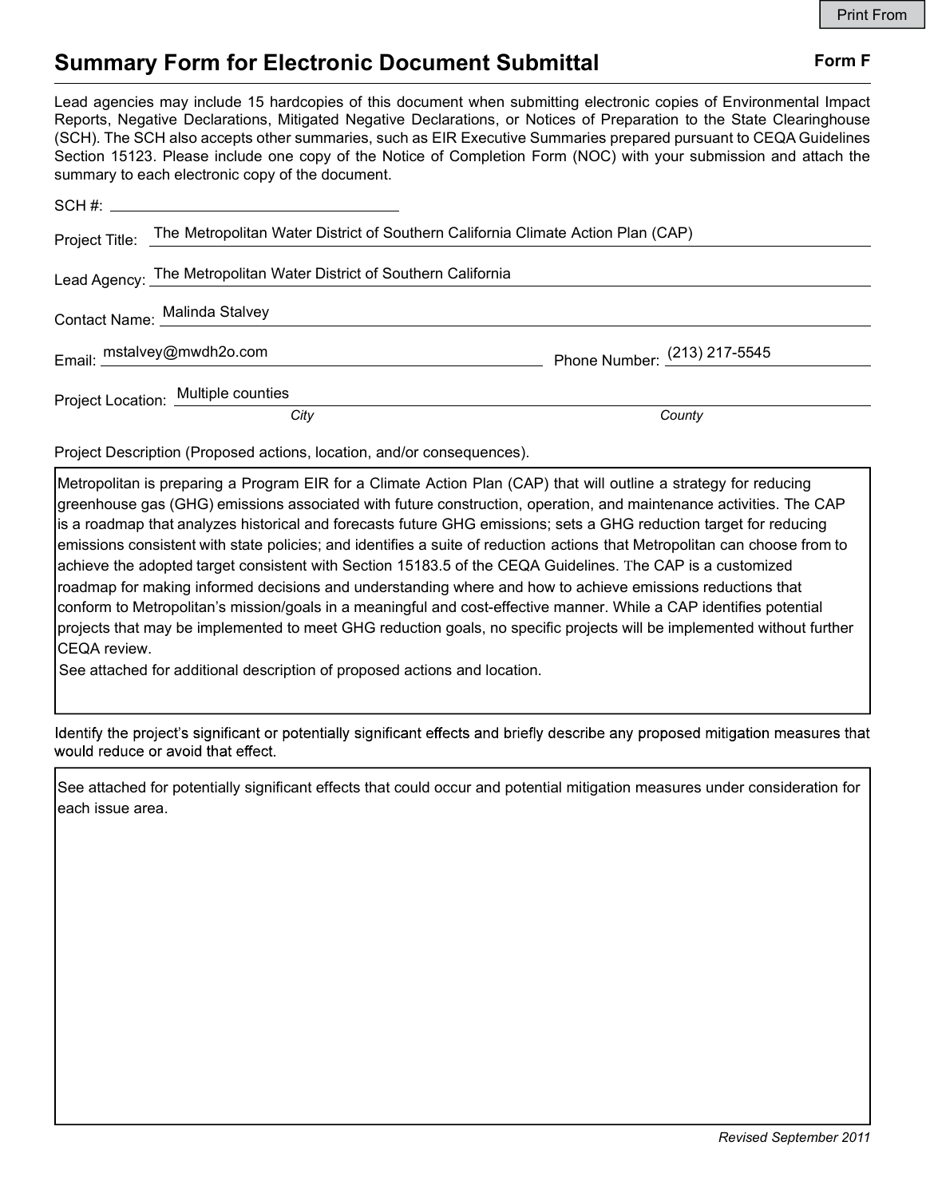# Summary Form for Electronic Document Submittal

**Form F**

Lead agencies may include 15 hardcopies of this document when submitting electronic copies of Environmental Impact Reports, Negative Declarations, Mitigated Negative Declarations, or Notices of Preparation to the State Clearinghouse (SCH). The SCH also accepts other summaries, such as EIR Executive Summaries prepared pursuant to CEQA Guidelines Section 15123. Please include one copy of the Notice of Completion Form (NOC) with your submission and attach the summary to each electronic copy of the document.

SCH #: ____________________

Project Title: The Metropolitan Water District of Southern California Climate Action Plan (CAP)

Lead Agency: The Metropolitan Water District of Southern California

Contact Name: Malinda Stalvey

Email: mstalvey@mwdh2o.com

Phone Number: (213) 217-5545

Project Location: Multiple counties

*City* *County*

Project Description (Proposed actions, location, and/or consequences).

Metropolitan is preparing a Program EIR for a Climate Action Plan (CAP) that will outline a strategy for reducing greenhouse gas (GHG) emissions associated with future construction, operation, and maintenance activities. The CAP is a roadmap that analyzes historical and forecasts future GHG emissions; sets a GHG reduction target for reducing emissions consistent with state policies; and identifies a suite of reduction actions that Metropolitan can choose from to achieve the adopted target consistent with Section 15183.5 of the CEQA Guidelines. The CAP is a customized roadmap for making informed decisions and understanding where and how to achieve emissions reductions that conform to Metropolitan's mission/goals in a meaningful and cost-effective manner. While a CAP identifies potential projects that may be implemented to meet GHG reduction goals, no specific projects will be implemented without further CEQA review.

See attached for additional description of proposed actions and location.

Identify the project's significant or potentially significant effects and briefly describe any proposed mitigation measures that would reduce or avoid that effect.

See attached for potentially significant effects that could occur and potential mitigation measures under consideration for each issue area.

*Revised September 2011*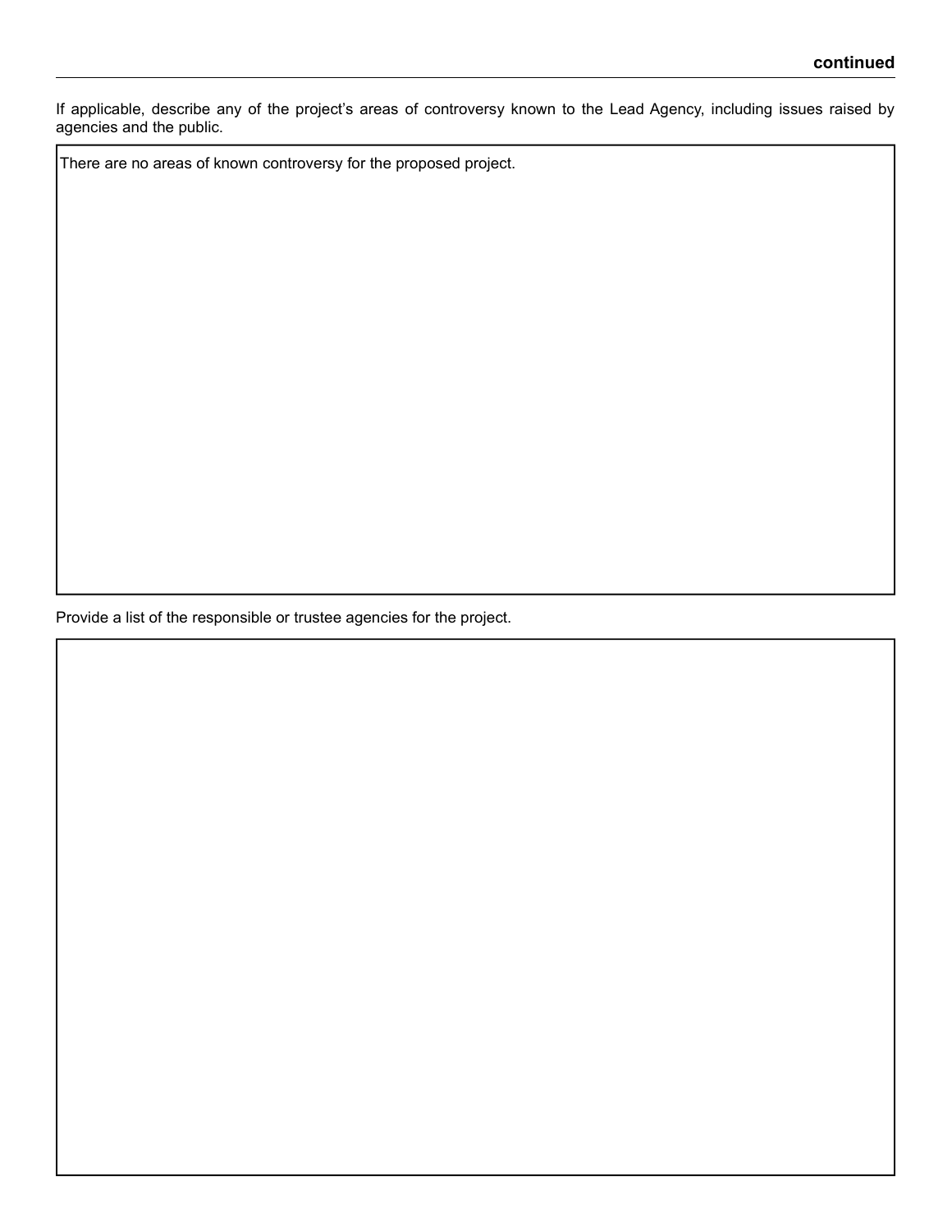**continued**

If applicable, describe any of the project's areas of controversy known to the Lead Agency, including issues raised by agencies and the public.

There are no areas of known controversy for the proposed project.

Provide a list of the responsible or trustee agencies for the project.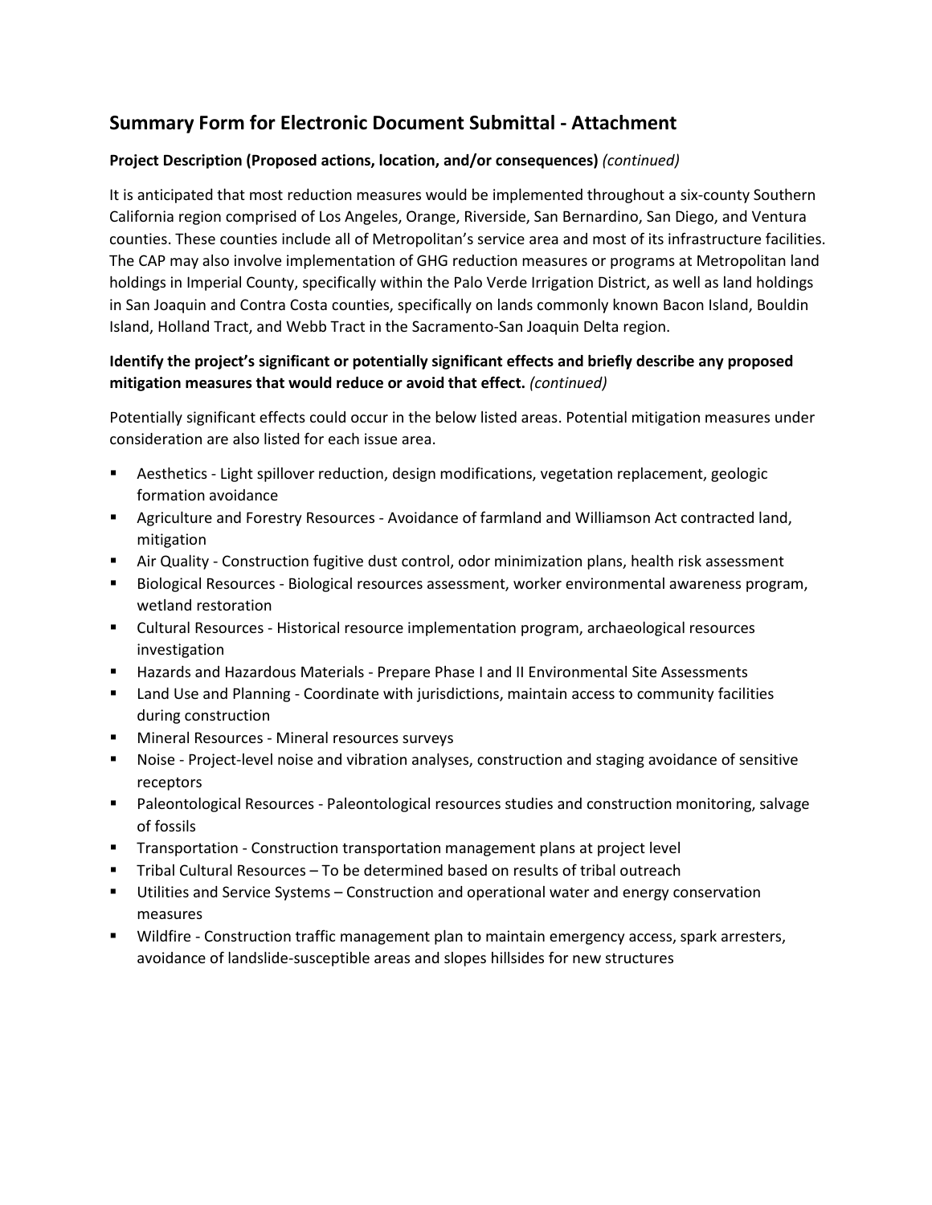## Summary Form for Electronic Document Submittal - Attachment

**Project Description (Proposed actions, location, and/or consequences)** *(continued)*

It is anticipated that most reduction measures would be implemented throughout a six-county Southern California region comprised of Los Angeles, Orange, Riverside, San Bernardino, San Diego, and Ventura counties. These counties include all of Metropolitan's service area and most of its infrastructure facilities. The CAP may also involve implementation of GHG reduction measures or programs at Metropolitan land holdings in Imperial County, specifically within the Palo Verde Irrigation District, as well as land holdings in San Joaquin and Contra Costa counties, specifically on lands commonly known Bacon Island, Bouldin Island, Holland Tract, and Webb Tract in the Sacramento-San Joaquin Delta region.

**Identify the project's significant or potentially significant effects and briefly describe any proposed mitigation measures that would reduce or avoid that effect.** *(continued)*

Potentially significant effects could occur in the below listed areas. Potential mitigation measures under consideration are also listed for each issue area.

- Aesthetics - Light spillover reduction, design modifications, vegetation replacement, geologic formation avoidance
- Agriculture and Forestry Resources - Avoidance of farmland and Williamson Act contracted land, mitigation
- Air Quality - Construction fugitive dust control, odor minimization plans, health risk assessment
- Biological Resources - Biological resources assessment, worker environmental awareness program, wetland restoration
- Cultural Resources - Historical resource implementation program, archaeological resources investigation
- Hazards and Hazardous Materials - Prepare Phase I and II Environmental Site Assessments
- Land Use and Planning - Coordinate with jurisdictions, maintain access to community facilities during construction
- Mineral Resources - Mineral resources surveys
- Noise - Project-level noise and vibration analyses, construction and staging avoidance of sensitive receptors
- Paleontological Resources - Paleontological resources studies and construction monitoring, salvage of fossils
- Transportation - Construction transportation management plans at project level
- Tribal Cultural Resources – To be determined based on results of tribal outreach
- Utilities and Service Systems – Construction and operational water and energy conservation measures
- Wildfire - Construction traffic management plan to maintain emergency access, spark arresters, avoidance of landslide-susceptible areas and slopes hillsides for new structures